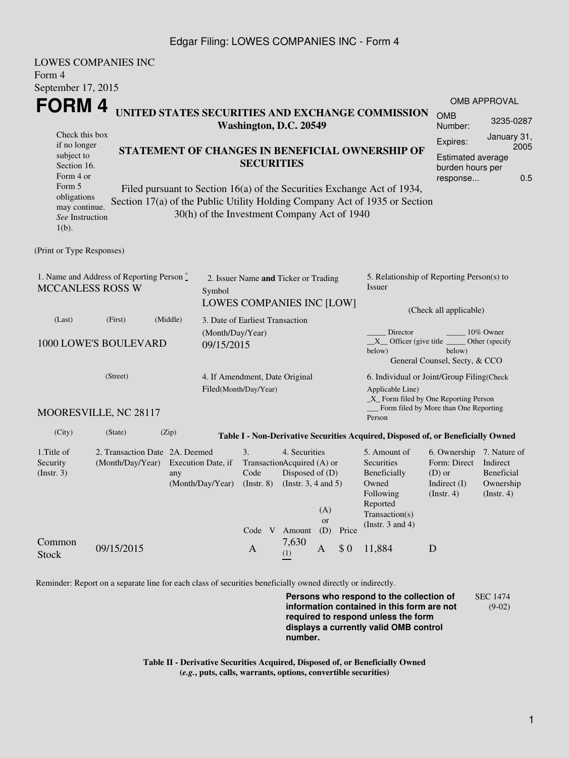LOWES COMPANIES INC
Form 4
September 17, 2015

# FORM 4

**UNITED STATES SECURITIES AND EXCHANGE COMMISSION**
**Washington, D.C. 20549**

**STATEMENT OF CHANGES IN BENEFICIAL OWNERSHIP OF SECURITIES**

Filed pursuant to Section 16(a) of the Securities Exchange Act of 1934, Section 17(a) of the Public Utility Holding Company Act of 1935 or Section 30(h) of the Investment Company Act of 1940

Check this box if no longer subject to Section 16. Form 4 or Form 5 obligations may continue. *See* Instruction 1(b).

OMB APPROVAL

| | |
|---|---|
| OMB Number: | 3235-0287 |
| Expires: | January 31, 2005 |
| Estimated average burden hours per response... | 0.5 |

(Print or Type Responses)

1. Name and Address of Reporting Person *
MCCANLESS ROSS W

(Last) (First) (Middle)

1000 LOWE'S BOULEVARD

(Street)

MOORESVILLE, NC 28117

(City) (State) (Zip)

2. Issuer Name **and** Ticker or Trading Symbol
LOWES COMPANIES INC [LOW]

3. Date of Earliest Transaction (Month/Day/Year)
09/15/2015

4. If Amendment, Date Original Filed(Month/Day/Year)

5. Relationship of Reporting Person(s) to Issuer

(Check all applicable)

_____ Director _____ 10% Owner
__X__ Officer (give title below) _____ Other (specify below)
General Counsel, Secty, & CCO

6. Individual or Joint/Group Filing(Check Applicable Line)
_X_ Form filed by One Reporting Person
___ Form filed by More than One Reporting Person

**Table I - Non-Derivative Securities Acquired, Disposed of, or Beneficially Owned**

| 1.Title of Security (Instr. 3) | 2. Transaction Date (Month/Day/Year) | 2A. Deemed Execution Date, if any (Month/Day/Year) | 3. Transaction Code (Instr. 8) | | 4. Securities Acquired (A) or Disposed of (D) (Instr. 3, 4 and 5) | | | 5. Amount of Securities Beneficially Owned Following Reported Transaction(s) (Instr. 3 and 4) | 6. Ownership Form: Direct (D) or Indirect (I) (Instr. 4) | 7. Nature of Indirect Beneficial Ownership (Instr. 4) |
|---|---|---|---|---|---|---|---|---|---|---|
| | | | Code | V | Amount | (A) or (D) | Price | | | |
| Common Stock | 09/15/2015 | | A | | 7,630 (1) | A | $ 0 | 11,884 | D | |

Reminder: Report on a separate line for each class of securities beneficially owned directly or indirectly.

**Persons who respond to the collection of information contained in this form are not required to respond unless the form displays a currently valid OMB control number.**

SEC 1474 (9-02)

**Table II - Derivative Securities Acquired, Disposed of, or Beneficially Owned**
**(*e.g.*, puts, calls, warrants, options, convertible securities)**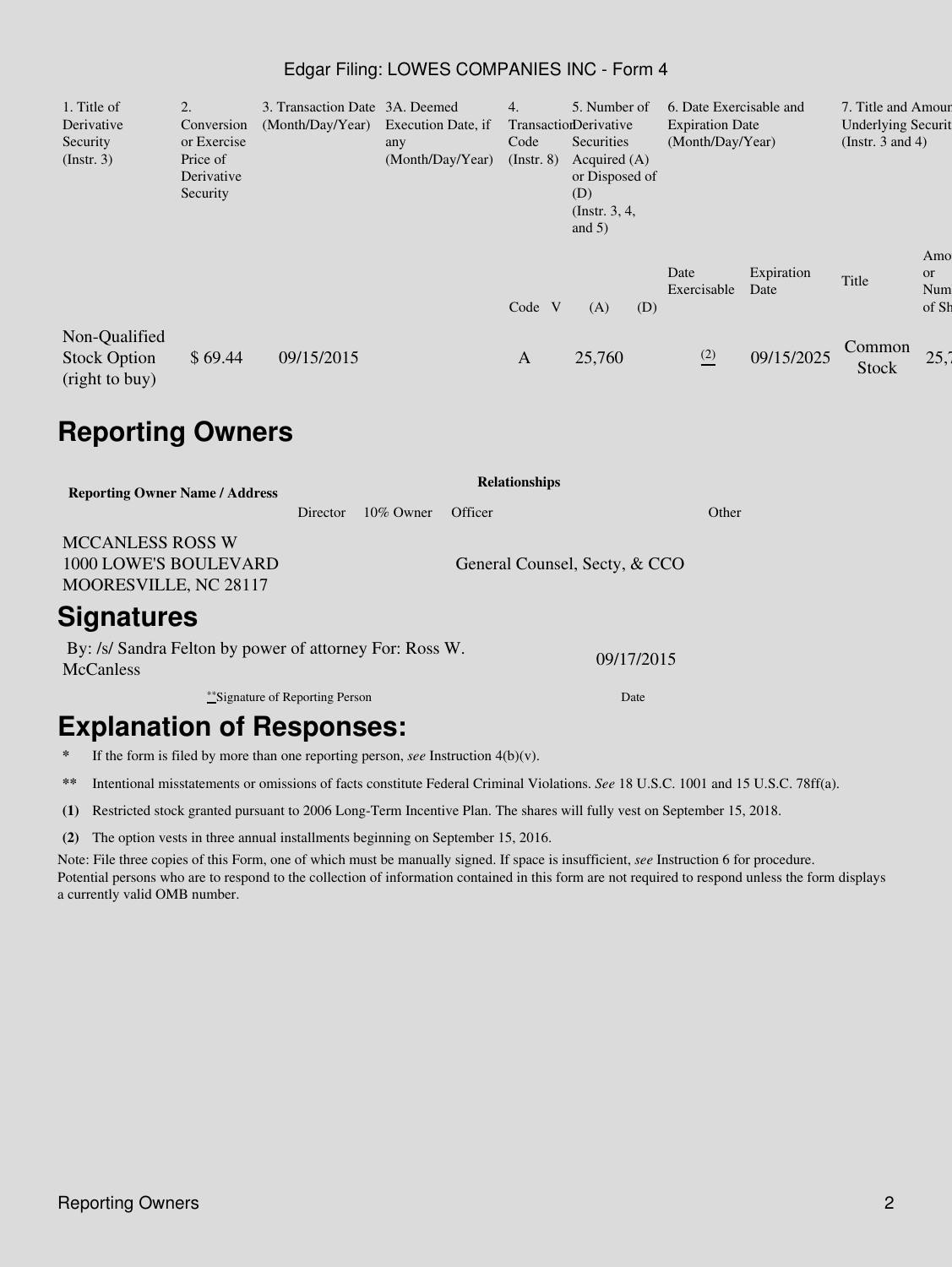| 1. Title of Derivative Security (Instr. 3) | 2. Conversion or Exercise Price of Derivative Security | 3. Transaction Date (Month/Day/Year) | 3A. Deemed Execution Date, if any (Month/Day/Year) | 4. Transaction Code (Instr. 8) | | 5. Number of Derivative Securities Acquired (A) or Disposed of (D) (Instr. 3, 4, and 5) | | 6. Date Exercisable and Expiration Date (Month/Day/Year) | | 7. Title and Amount of Underlying Securities (Instr. 3 and 4) | |
|---|---|---|---|---|---|---|---|---|---|---|---|
| | | | | Code | V | (A) | (D) | Date Exercisable | Expiration Date | Title | Amount or Number of Shares |
| Non-Qualified Stock Option (right to buy) | $ 69.44 | 09/15/2015 | | A | | 25,760 | | (2) | 09/15/2025 | Common Stock | 25,7 |

# Reporting Owners

| Reporting Owner Name / Address | Relationships | | | |
|---|---|---|---|---|
| | Director | 10% Owner | Officer | Other |
| MCCANLESS ROSS W<br>1000 LOWE'S BOULEVARD<br>MOORESVILLE, NC 28117 | | | General Counsel, Secty, & CCO | |

# Signatures

| | |
|---|---|
| By: /s/ Sandra Felton by power of attorney For: Ross W. McCanless | 09/17/2015 |
| **Signature of Reporting Person | Date |

# Explanation of Responses:

- \* If the form is filed by more than one reporting person, *see* Instruction 4(b)(v).
- ** Intentional misstatements or omissions of facts constitute Federal Criminal Violations. *See* 18 U.S.C. 1001 and 15 U.S.C. 78ff(a).
- **(1)** Restricted stock granted pursuant to 2006 Long-Term Incentive Plan. The shares will fully vest on September 15, 2018.
- **(2)** The option vests in three annual installments beginning on September 15, 2016.

Note: File three copies of this Form, one of which must be manually signed. If space is insufficient, *see* Instruction 6 for procedure.
Potential persons who are to respond to the collection of information contained in this form are not required to respond unless the form displays a currently valid OMB number.